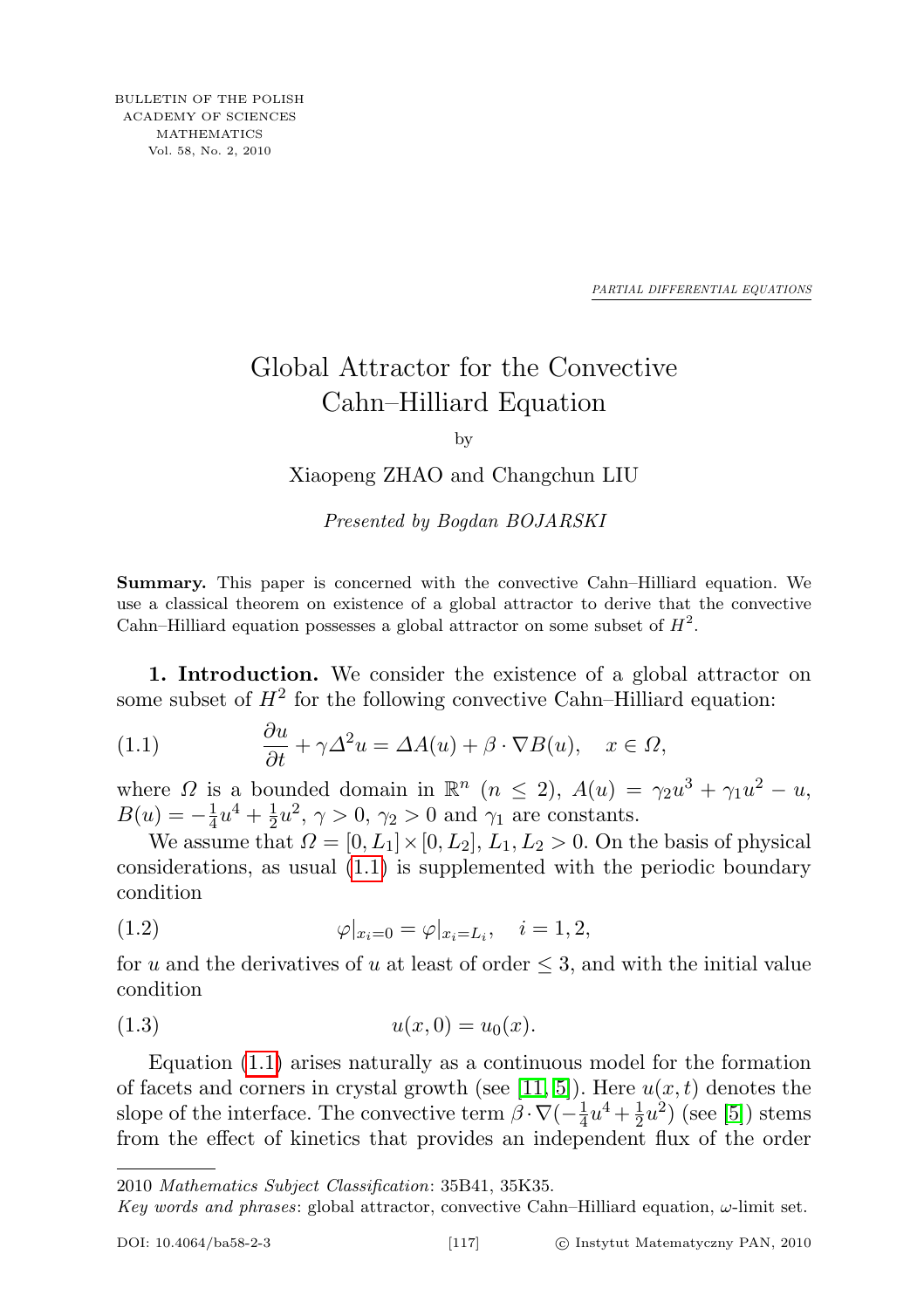BULLETIN OF THE POLISH ACADEMY OF SCIENCES MATHEMATICS Vol. 58, No. 2, 2010

*PARTIAL DIFFERENTIAL EQUATIONS*

# Global Attractor for the Convective Cahn–Hilliard Equation

by

Xiaopeng ZHAO and Changchun LIU

*Presented by Bogdan BOJARSKI*

**Summary.** This paper is concerned with the convective Cahn–Hilliard equation. We use a classical theorem on existence of a global attractor to derive that the convective Cahn–Hilliard equation possesses a global attractor on some subset of $H^2$.

**1. Introduction.** We consider the existence of a global attractor on some subset of $H^2$ for the following convective Cahn–Hilliard equation:

$$\frac{\partial u}{\partial t} + \gamma \Delta^2 u = \Delta A(u) + \beta \cdot \nabla B(u), \quad x \in \Omega, \tag{1.1}$$

where $\Omega$ is a bounded domain in $\mathbb{R}^n$ ($n \leq 2$), $A(u) = \gamma_2 u^3 + \gamma_1 u^2 - u$, $B(u) = -\frac{1}{4}u^4 + \frac{1}{2}u^2$, $\gamma > 0$, $\gamma_2 > 0$ and $\gamma_1$ are constants.

We assume that $\Omega = [0, L_1] \times [0, L_2]$, $L_1, L_2 > 0$. On the basis of physical considerations, as usual (1.1) is supplemented with the periodic boundary condition

$$\varphi|_{x_i=0} = \varphi|_{x_i=L_i}, \quad i = 1, 2, \tag{1.2}$$

for $u$ and the derivatives of $u$ at least of order $\leq 3$, and with the initial value condition

$$u(x, 0) = u_0(x). \tag{1.3}$$

Equation (1.1) arises naturally as a continuous model for the formation of facets and corners in crystal growth (see [11, 5]). Here $u(x,t)$ denotes the slope of the interface. The convective term $\beta \cdot \nabla(-\frac{1}{4}u^4 + \frac{1}{2}u^2)$ (see [5]) stems from the effect of kinetics that provides an independent flux of the order

2010 *Mathematics Subject Classification*: 35B41, 35K35.

*Key words and phrases*: global attractor, convective Cahn–Hilliard equation, $\omega$-limit set.

DOI: 10.4064/ba58-2-3 © Instytut Matematyczny PAN, 2010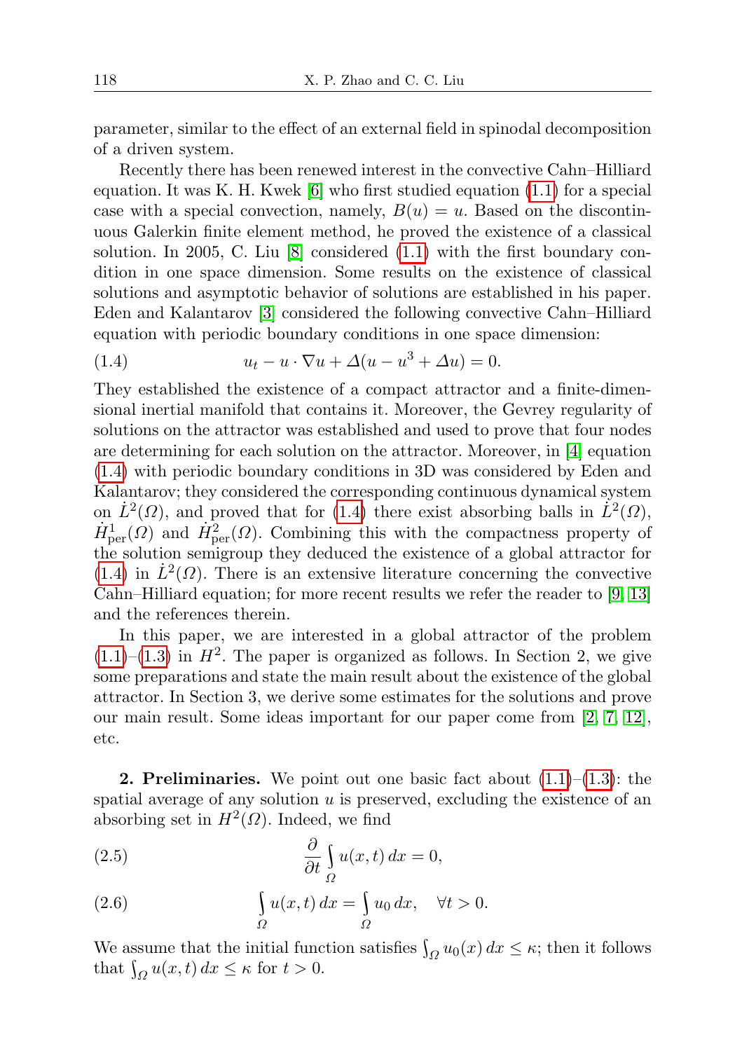parameter, similar to the effect of an external field in spinodal decomposition of a driven system.

Recently there has been renewed interest in the convective Cahn–Hilliard equation. It was K. H. Kwek [6] who first studied equation (1.1) for a special case with a special convection, namely, $B(u) = u$. Based on the discontinuous Galerkin finite element method, he proved the existence of a classical solution. In 2005, C. Liu [8] considered (1.1) with the first boundary condition in one space dimension. Some results on the existence of classical solutions and asymptotic behavior of solutions are established in his paper. Eden and Kalantarov [3] considered the following convective Cahn–Hilliard equation with periodic boundary conditions in one space dimension:

$$u_t - u \cdot \nabla u + \Delta(u - u^3 + \Delta u) = 0. \tag{1.4}$$

They established the existence of a compact attractor and a finite-dimensional inertial manifold that contains it. Moreover, the Gevrey regularity of solutions on the attractor was established and used to prove that four nodes are determining for each solution on the attractor. Moreover, in [4] equation (1.4) with periodic boundary conditions in 3D was considered by Eden and Kalantarov; they considered the corresponding continuous dynamical system on $\dot{L}^2(\Omega)$, and proved that for (1.4) there exist absorbing balls in $\dot{L}^2(\Omega)$, $\dot{H}^1_{\text{per}}(\Omega)$ and $\dot{H}^2_{\text{per}}(\Omega)$. Combining this with the compactness property of the solution semigroup they deduced the existence of a global attractor for (1.4) in $\dot{L}^2(\Omega)$. There is an extensive literature concerning the convective Cahn–Hilliard equation; for more recent results we refer the reader to [9, 13] and the references therein.

In this paper, we are interested in a global attractor of the problem (1.1)–(1.3) in $H^2$. The paper is organized as follows. In Section 2, we give some preparations and state the main result about the existence of the global attractor. In Section 3, we derive some estimates for the solutions and prove our main result. Some ideas important for our paper come from [2, 7, 12], etc.

**2. Preliminaries.** We point out one basic fact about (1.1)–(1.3): the spatial average of any solution $u$ is preserved, excluding the existence of an absorbing set in $H^2(\Omega)$. Indeed, we find

$$\frac{\partial}{\partial t} \int_\Omega u(x,t)\, dx = 0, \tag{2.5}$$

$$\int_\Omega u(x,t)\, dx = \int_\Omega u_0\, dx, \quad \forall t > 0. \tag{2.6}$$

We assume that the initial function satisfies $\int_\Omega u_0(x)\, dx \le \kappa$; then it follows that $\int_\Omega u(x,t)\, dx \le \kappa$ for $t > 0$.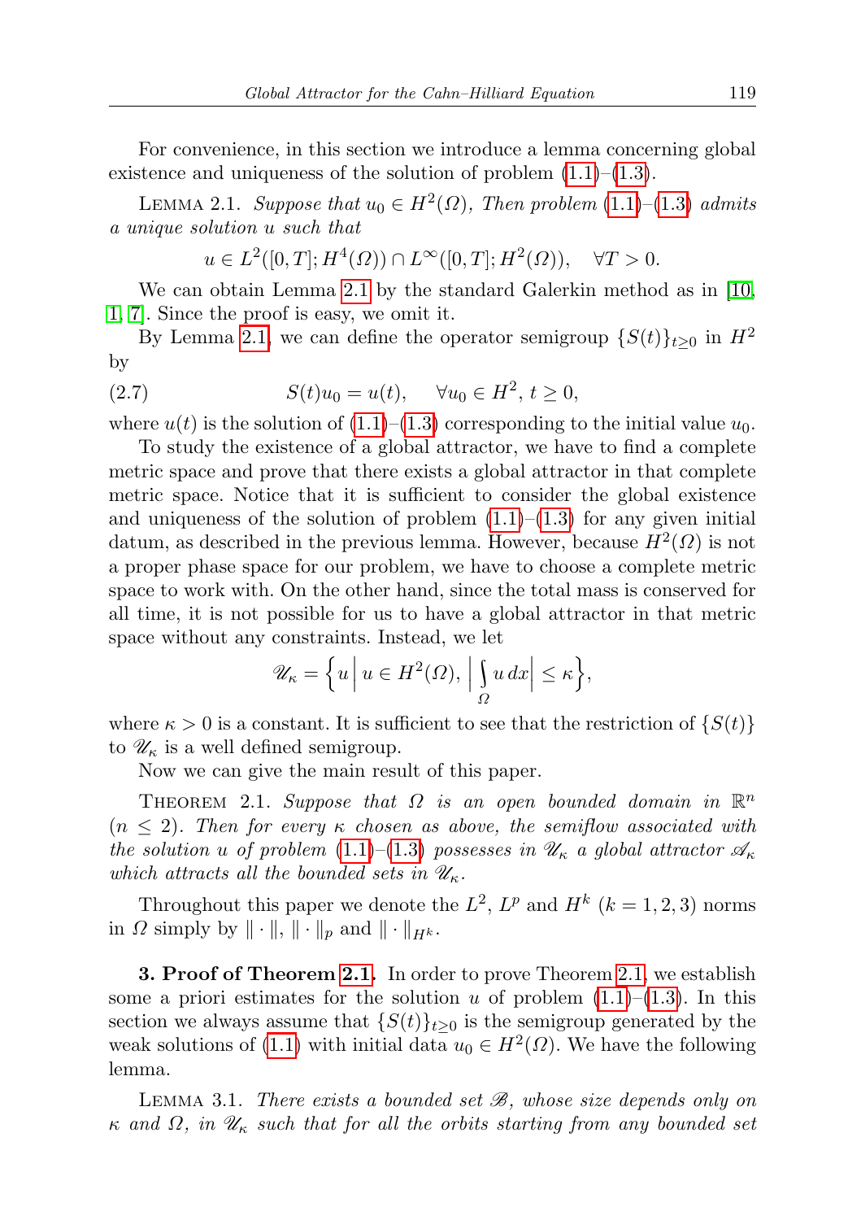For convenience, in this section we introduce a lemma concerning global existence and uniqueness of the solution of problem (1.1)–(1.3).

LEMMA 2.1. *Suppose that $u_0 \in H^2(\Omega)$, Then problem* (1.1)–(1.3) *admits a unique solution $u$ such that*

$$u \in L^2([0,T]; H^4(\Omega)) \cap L^\infty([0,T]; H^2(\Omega)), \quad \forall T > 0.$$

We can obtain Lemma 2.1 by the standard Galerkin method as in [10, 1, 7]. Since the proof is easy, we omit it.

By Lemma 2.1, we can define the operator semigroup $\{S(t)\}_{t\geq 0}$ in $H^2$ by

$$S(t)u_0 = u(t), \quad \forall u_0 \in H^2,\ t \geq 0, \tag{2.7}$$

where $u(t)$ is the solution of (1.1)–(1.3) corresponding to the initial value $u_0$.

To study the existence of a global attractor, we have to find a complete metric space and prove that there exists a global attractor in that complete metric space. Notice that it is sufficient to consider the global existence and uniqueness of the solution of problem (1.1)–(1.3) for any given initial datum, as described in the previous lemma. However, because $H^2(\Omega)$ is not a proper phase space for our problem, we have to choose a complete metric space to work with. On the other hand, since the total mass is conserved for all time, it is not possible for us to have a global attractor in that metric space without any constraints. Instead, we let

$$\mathscr{U}_\kappa = \Big\{ u \,\Big|\, u \in H^2(\Omega),\ \Big|\int_\Omega u\,dx\Big| \leq \kappa \Big\},$$

where $\kappa > 0$ is a constant. It is sufficient to see that the restriction of $\{S(t)\}$ to $\mathscr{U}_\kappa$ is a well defined semigroup.

Now we can give the main result of this paper.

THEOREM 2.1. *Suppose that $\Omega$ is an open bounded domain in $\mathbb{R}^n$ ($n \leq 2$). Then for every $\kappa$ chosen as above, the semiflow associated with the solution $u$ of problem* (1.1)–(1.3) *possesses in $\mathscr{U}_\kappa$ a global attractor $\mathscr{A}_\kappa$ which attracts all the bounded sets in $\mathscr{U}_\kappa$.*

Throughout this paper we denote the $L^2$, $L^p$ and $H^k$ ($k = 1,2,3$) norms in $\Omega$ simply by $\|\cdot\|$, $\|\cdot\|_p$ and $\|\cdot\|_{H^k}$.

**3. Proof of Theorem 2.1.** In order to prove Theorem 2.1, we establish some a priori estimates for the solution $u$ of problem (1.1)–(1.3). In this section we always assume that $\{S(t)\}_{t\geq 0}$ is the semigroup generated by the weak solutions of (1.1) with initial data $u_0 \in H^2(\Omega)$. We have the following lemma.

LEMMA 3.1. *There exists a bounded set $\mathscr{B}$, whose size depends only on $\kappa$ and $\Omega$, in $\mathscr{U}_\kappa$ such that for all the orbits starting from any bounded set*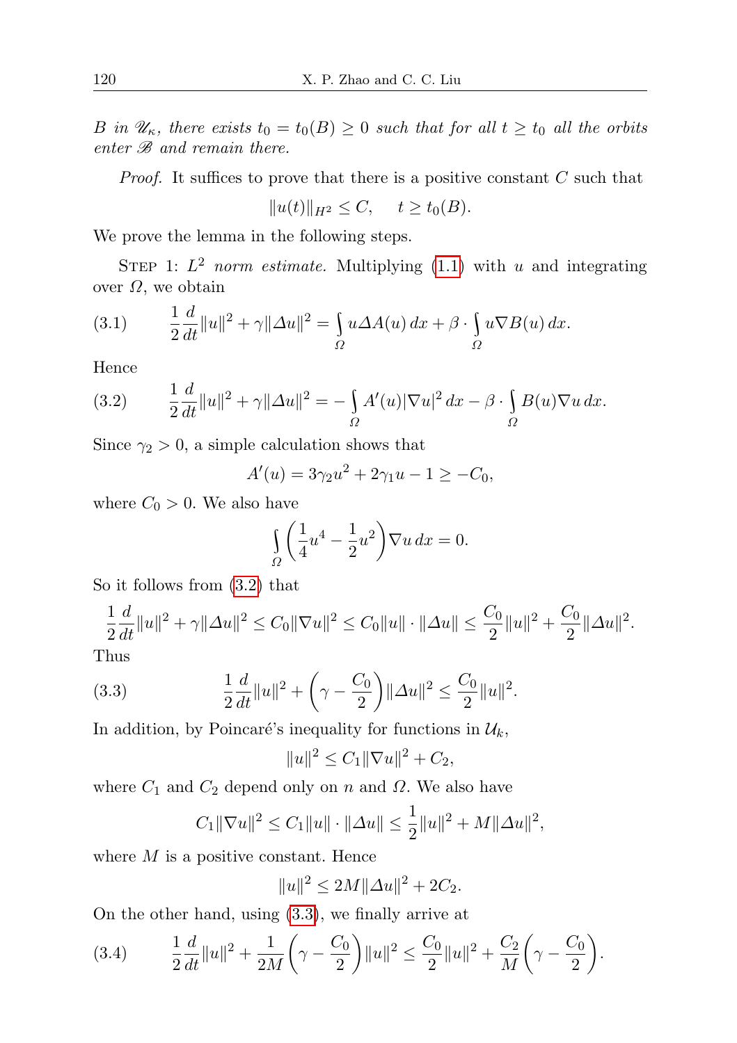*B in $\mathscr{U}_\kappa$, there exists $t_0 = t_0(B) \geq 0$ such that for all $t \geq t_0$ all the orbits enter $\mathscr{B}$ and remain there.*

*Proof.* It suffices to prove that there is a positive constant $C$ such that

$$\|u(t)\|_{H^2} \leq C, \quad t \geq t_0(B).$$

We prove the lemma in the following steps.

STEP 1: *$L^2$ norm estimate.* Multiplying (1.1) with $u$ and integrating over $\Omega$, we obtain

$$\frac{1}{2}\frac{d}{dt}\|u\|^2 + \gamma\|\Delta u\|^2 = \int_\Omega u\Delta A(u)\,dx + \beta \cdot \int_\Omega u\nabla B(u)\,dx. \tag{3.1}$$

Hence

$$\frac{1}{2}\frac{d}{dt}\|u\|^2 + \gamma\|\Delta u\|^2 = -\int_\Omega A'(u)|\nabla u|^2\,dx - \beta \cdot \int_\Omega B(u)\nabla u\,dx. \tag{3.2}$$

Since $\gamma_2 > 0$, a simple calculation shows that

$$A'(u) = 3\gamma_2 u^2 + 2\gamma_1 u - 1 \geq -C_0,$$

where $C_0 > 0$. We also have

$$\int_\Omega \left(\frac{1}{4}u^4 - \frac{1}{2}u^2\right)\nabla u\,dx = 0.$$

So it follows from (3.2) that

$$\frac{1}{2}\frac{d}{dt}\|u\|^2 + \gamma\|\Delta u\|^2 \leq C_0\|\nabla u\|^2 \leq C_0\|u\|\cdot\|\Delta u\| \leq \frac{C_0}{2}\|u\|^2 + \frac{C_0}{2}\|\Delta u\|^2.$$

Thus

$$\frac{1}{2}\frac{d}{dt}\|u\|^2 + \left(\gamma - \frac{C_0}{2}\right)\|\Delta u\|^2 \leq \frac{C_0}{2}\|u\|^2. \tag{3.3}$$

In addition, by Poincaré's inequality for functions in $\mathcal{U}_k$,

$$\|u\|^2 \leq C_1\|\nabla u\|^2 + C_2,$$

where $C_1$ and $C_2$ depend only on $n$ and $\Omega$. We also have

$$C_1\|\nabla u\|^2 \leq C_1\|u\|\cdot\|\Delta u\| \leq \frac{1}{2}\|u\|^2 + M\|\Delta u\|^2,$$

where $M$ is a positive constant. Hence

$$\|u\|^2 \leq 2M\|\Delta u\|^2 + 2C_2.$$

On the other hand, using (3.3), we finally arrive at

$$\frac{1}{2}\frac{d}{dt}\|u\|^2 + \frac{1}{2M}\left(\gamma - \frac{C_0}{2}\right)\|u\|^2 \leq \frac{C_0}{2}\|u\|^2 + \frac{C_2}{M}\left(\gamma - \frac{C_0}{2}\right). \tag{3.4}$$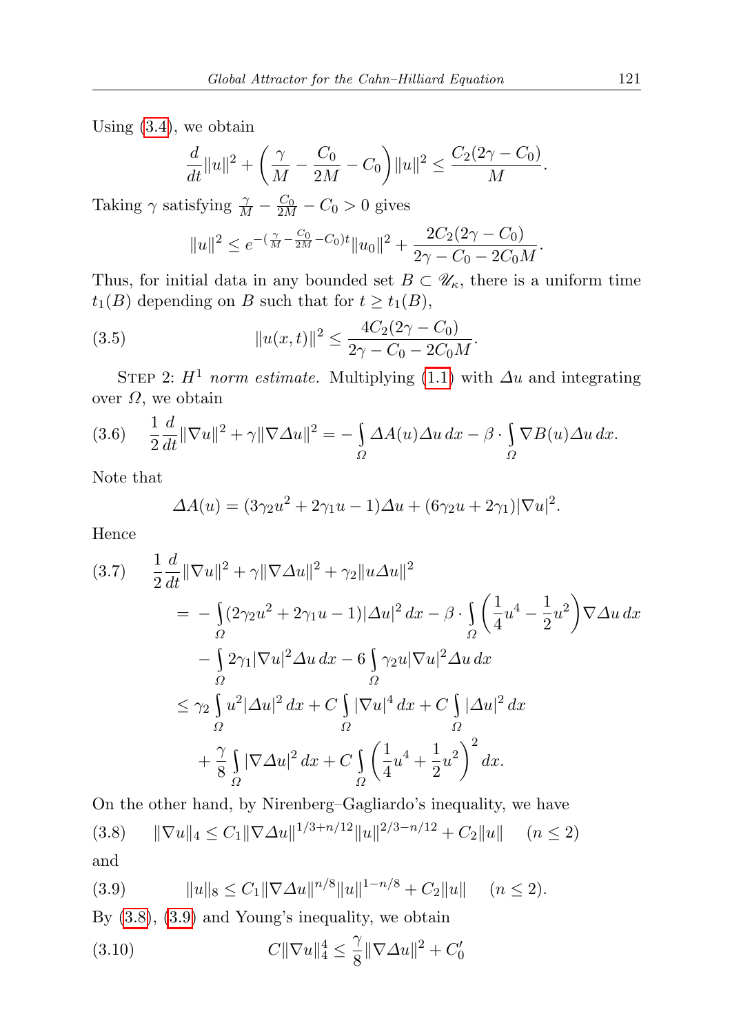Using (3.4), we obtain

$$\frac{d}{dt}\|u\|^2 + \left(\frac{\gamma}{M} - \frac{C_0}{2M} - C_0\right)\|u\|^2 \le \frac{C_2(2\gamma - C_0)}{M}.$$

Taking $\gamma$ satisfying $\frac{\gamma}{M} - \frac{C_0}{2M} - C_0 > 0$ gives

$$\|u\|^2 \le e^{-(\frac{\gamma}{M} - \frac{C_0}{2M} - C_0)t}\|u_0\|^2 + \frac{2C_2(2\gamma - C_0)}{2\gamma - C_0 - 2C_0M}.$$

Thus, for initial data in any bounded set $B \subset \mathscr{U}_\kappa$, there is a uniform time $t_1(B)$ depending on $B$ such that for $t \ge t_1(B)$,

$$\|u(x,t)\|^2 \le \frac{4C_2(2\gamma - C_0)}{2\gamma - C_0 - 2C_0M}. \tag{3.5}$$

Step 2: *$H^1$ norm estimate.* Multiplying (1.1) with $\Delta u$ and integrating over $\Omega$, we obtain

$$\frac{1}{2}\frac{d}{dt}\|\nabla u\|^2 + \gamma\|\nabla\Delta u\|^2 = -\int_\Omega \Delta A(u)\Delta u\,dx - \beta\cdot\int_\Omega \nabla B(u)\Delta u\,dx. \tag{3.6}$$

Note that

$$\Delta A(u) = (3\gamma_2 u^2 + 2\gamma_1 u - 1)\Delta u + (6\gamma_2 u + 2\gamma_1)|\nabla u|^2.$$

Hence

$$\begin{aligned}
&\frac{1}{2}\frac{d}{dt}\|\nabla u\|^2 + \gamma\|\nabla\Delta u\|^2 + \gamma_2\|u\Delta u\|^2 \\
&\quad= -\int_\Omega (2\gamma_2 u^2 + 2\gamma_1 u - 1)|\Delta u|^2\,dx - \beta\cdot\int_\Omega \left(\frac{1}{4}u^4 - \frac{1}{2}u^2\right)\nabla\Delta u\,dx \\
&\qquad - \int_\Omega 2\gamma_1|\nabla u|^2\Delta u\,dx - 6\int_\Omega \gamma_2 u|\nabla u|^2\Delta u\,dx \\
&\quad\le \gamma_2\int_\Omega u^2|\Delta u|^2\,dx + C\int_\Omega |\nabla u|^4\,dx + C\int_\Omega |\Delta u|^2\,dx \\
&\qquad + \frac{\gamma}{8}\int_\Omega |\nabla\Delta u|^2\,dx + C\int_\Omega \left(\frac{1}{4}u^4 + \frac{1}{2}u^2\right)^2 dx.
\end{aligned} \tag{3.7}$$

On the other hand, by Nirenberg–Gagliardo's inequality, we have

$$\|\nabla u\|_4 \le C_1\|\nabla\Delta u\|^{1/3+n/12}\|u\|^{2/3-n/12} + C_2\|u\| \quad (n \le 2) \tag{3.8}$$

and

$$\|u\|_8 \le C_1\|\nabla\Delta u\|^{n/8}\|u\|^{1-n/8} + C_2\|u\| \quad (n \le 2). \tag{3.9}$$

By (3.8), (3.9) and Young's inequality, we obtain

$$C\|\nabla u\|_4^4 \le \frac{\gamma}{8}\|\nabla\Delta u\|^2 + C_0' \tag{3.10}$$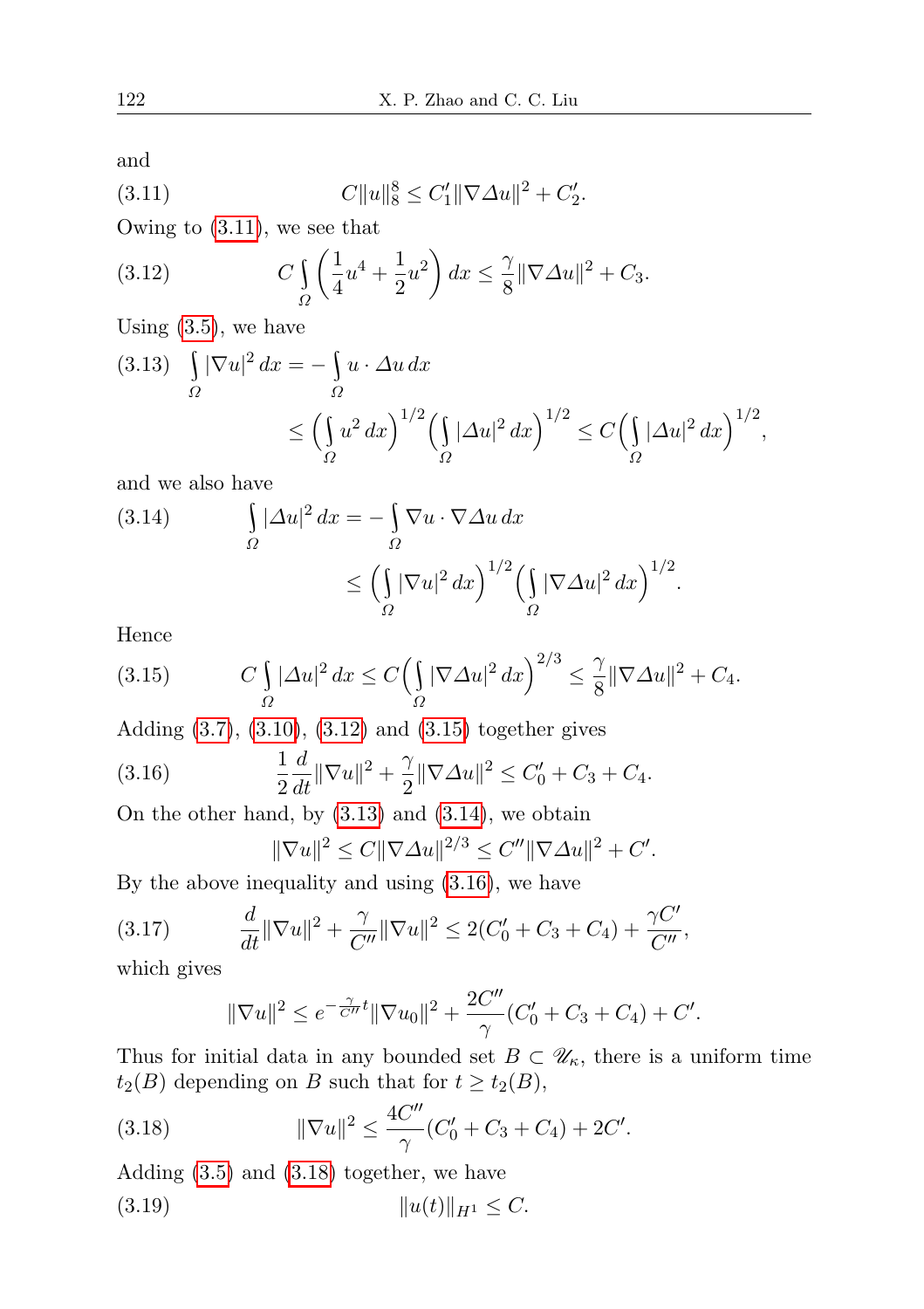and

$$C\|u\|_8^8 \le C_1'\|\nabla\Delta u\|^2 + C_2'. \tag{3.11}$$

Owing to (3.11), we see that

$$C\int_\Omega \left(\frac{1}{4}u^4 + \frac{1}{2}u^2\right) dx \le \frac{\gamma}{8}\|\nabla\Delta u\|^2 + C_3. \tag{3.12}$$

Using (3.5), we have

$$\begin{aligned} \int_\Omega |\nabla u|^2\,dx &= -\int_\Omega u\cdot\Delta u\,dx \\ &\le \Big(\int_\Omega u^2\,dx\Big)^{1/2}\Big(\int_\Omega |\Delta u|^2\,dx\Big)^{1/2} \le C\Big(\int_\Omega |\Delta u|^2\,dx\Big)^{1/2}, \end{aligned} \tag{3.13}$$

and we also have

$$\begin{aligned} \int_\Omega |\Delta u|^2\,dx &= -\int_\Omega \nabla u\cdot\nabla\Delta u\,dx \\ &\le \Big(\int_\Omega |\nabla u|^2\,dx\Big)^{1/2}\Big(\int_\Omega |\nabla\Delta u|^2\,dx\Big)^{1/2}. \end{aligned} \tag{3.14}$$

Hence

$$C\int_\Omega |\Delta u|^2\,dx \le C\Big(\int_\Omega |\nabla\Delta u|^2\,dx\Big)^{2/3} \le \frac{\gamma}{8}\|\nabla\Delta u\|^2 + C_4. \tag{3.15}$$

Adding (3.7), (3.10), (3.12) and (3.15) together gives

$$\frac{1}{2}\frac{d}{dt}\|\nabla u\|^2 + \frac{\gamma}{2}\|\nabla\Delta u\|^2 \le C_0' + C_3 + C_4. \tag{3.16}$$

On the other hand, by (3.13) and (3.14), we obtain

$$\|\nabla u\|^2 \le C\|\nabla\Delta u\|^{2/3} \le C''\|\nabla\Delta u\|^2 + C'.$$

By the above inequality and using (3.16), we have

$$\frac{d}{dt}\|\nabla u\|^2 + \frac{\gamma}{C''}\|\nabla u\|^2 \le 2(C_0' + C_3 + C_4) + \frac{\gamma C'}{C''}, \tag{3.17}$$

which gives

$$\|\nabla u\|^2 \le e^{-\frac{\gamma}{C''}t}\|\nabla u_0\|^2 + \frac{2C''}{\gamma}(C_0' + C_3 + C_4) + C'.$$

Thus for initial data in any bounded set $B \subset \mathscr{U}_\kappa$, there is a uniform time $t_2(B)$ depending on $B$ such that for $t \ge t_2(B)$,

$$\|\nabla u\|^2 \le \frac{4C''}{\gamma}(C_0' + C_3 + C_4) + 2C'. \tag{3.18}$$

Adding (3.5) and (3.18) together, we have

$$\|u(t)\|_{H^1} \le C. \tag{3.19}$$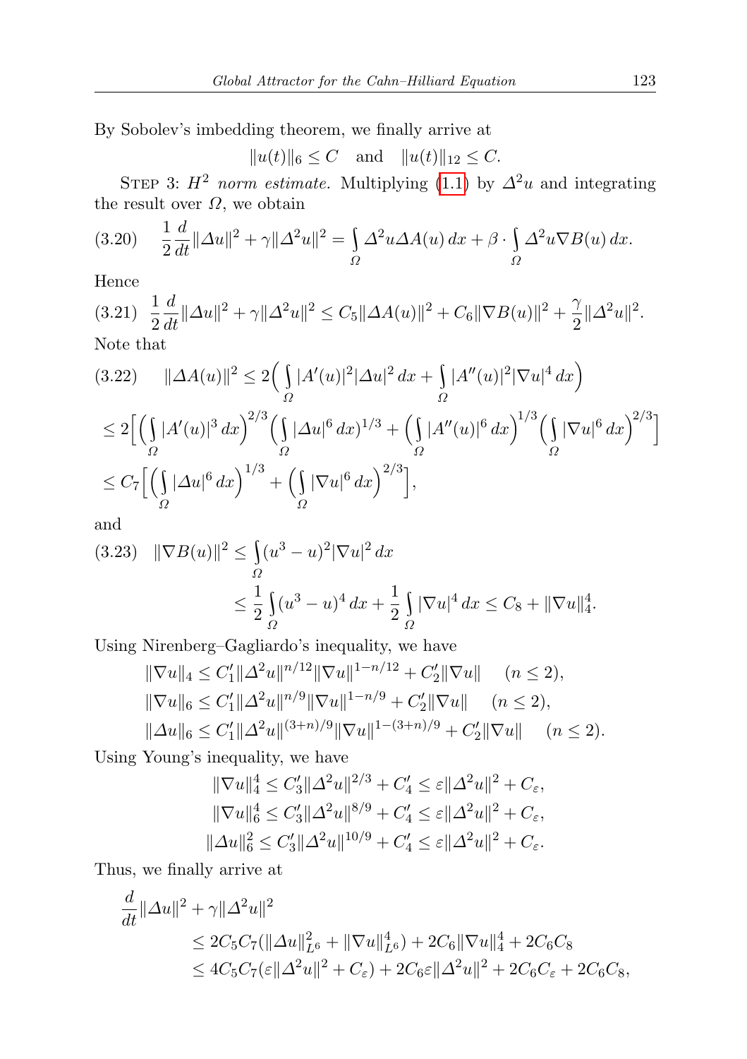By Sobolev's imbedding theorem, we finally arrive at

$$\|u(t)\|_6 \le C \quad \text{and} \quad \|u(t)\|_{12} \le C.$$

Step 3: *$H^2$ norm estimate.* Multiplying (1.1) by $\Delta^2 u$ and integrating the result over $\Omega$, we obtain

$$\frac{1}{2}\frac{d}{dt}\|\Delta u\|^2 + \gamma\|\Delta^2 u\|^2 = \int_\Omega \Delta^2 u \Delta A(u)\,dx + \beta \cdot \int_\Omega \Delta^2 u \nabla B(u)\,dx. \tag{3.20}$$

Hence

$$\frac{1}{2}\frac{d}{dt}\|\Delta u\|^2 + \gamma\|\Delta^2 u\|^2 \le C_5\|\Delta A(u)\|^2 + C_6\|\nabla B(u)\|^2 + \frac{\gamma}{2}\|\Delta^2 u\|^2. \tag{3.21}$$

Note that

$$\begin{aligned}
\|\Delta A(u)\|^2 &\le 2\Big(\int_\Omega |A'(u)|^2|\Delta u|^2\,dx + \int_\Omega |A''(u)|^2|\nabla u|^4\,dx\Big) \qquad (3.22)\\
&\le 2\Big[\Big(\int_\Omega |A'(u)|^3\,dx\Big)^{2/3}\Big(\int_\Omega |\Delta u|^6\,dx)^{1/3} + \Big(\int_\Omega |A''(u)|^6\,dx\Big)^{1/3}\Big(\int_\Omega |\nabla u|^6\,dx\Big)^{2/3}\Big]\\
&\le C_7\Big[\Big(\int_\Omega |\Delta u|^6\,dx\Big)^{1/3} + \Big(\int_\Omega |\nabla u|^6\,dx\Big)^{2/3}\Big],
\end{aligned}$$

and

$$\begin{aligned}
\|\nabla B(u)\|^2 &\le \int_\Omega (u^3-u)^2|\nabla u|^2\,dx \qquad (3.23)\\
&\le \frac{1}{2}\int_\Omega (u^3-u)^4\,dx + \frac{1}{2}\int_\Omega |\nabla u|^4\,dx \le C_8 + \|\nabla u\|_4^4.
\end{aligned}$$

Using Nirenberg–Gagliardo's inequality, we have

$$\begin{aligned}
\|\nabla u\|_4 &\le C_1'\|\Delta^2 u\|^{n/12}\|\nabla u\|^{1-n/12} + C_2'\|\nabla u\| \quad (n\le 2),\\
\|\nabla u\|_6 &\le C_1'\|\Delta^2 u\|^{n/9}\|\nabla u\|^{1-n/9} + C_2'\|\nabla u\| \quad (n\le 2),\\
\|\Delta u\|_6 &\le C_1'\|\Delta^2 u\|^{(3+n)/9}\|\nabla u\|^{1-(3+n)/9} + C_2'\|\nabla u\| \quad (n\le 2).
\end{aligned}$$

Using Young's inequality, we have

$$\begin{aligned}
\|\nabla u\|_4^4 &\le C_3'\|\Delta^2 u\|^{2/3} + C_4' \le \varepsilon\|\Delta^2 u\|^2 + C_\varepsilon,\\
\|\nabla u\|_6^4 &\le C_3'\|\Delta^2 u\|^{8/9} + C_4' \le \varepsilon\|\Delta^2 u\|^2 + C_\varepsilon,\\
\|\Delta u\|_6^2 &\le C_3'\|\Delta^2 u\|^{10/9} + C_4' \le \varepsilon\|\Delta^2 u\|^2 + C_\varepsilon.
\end{aligned}$$

Thus, we finally arrive at

$$\begin{aligned}
&\frac{d}{dt}\|\Delta u\|^2 + \gamma\|\Delta^2 u\|^2\\
&\qquad \le 2C_5C_7(\|\Delta u\|_{L^6}^2 + \|\nabla u\|_{L^6}^4) + 2C_6\|\nabla u\|_4^4 + 2C_6C_8\\
&\qquad \le 4C_5C_7(\varepsilon\|\Delta^2 u\|^2 + C_\varepsilon) + 2C_6\varepsilon\|\Delta^2 u\|^2 + 2C_6C_\varepsilon + 2C_6C_8,
\end{aligned}$$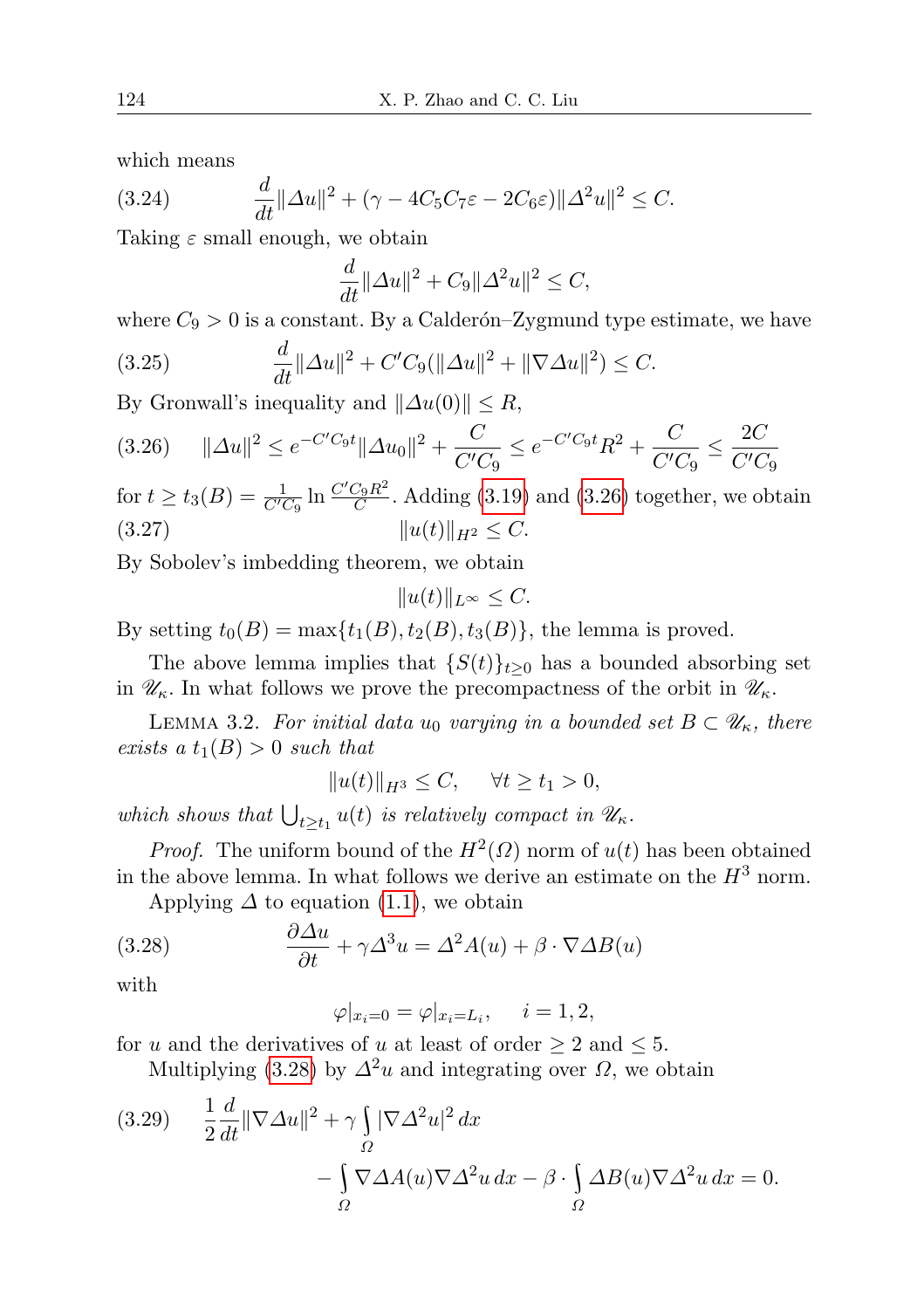which means

$$\frac{d}{dt}\|\Delta u\|^2 + (\gamma - 4C_5C_7\varepsilon - 2C_6\varepsilon)\|\Delta^2 u\|^2 \le C. \tag{3.24}$$

Taking $\varepsilon$ small enough, we obtain

$$\frac{d}{dt}\|\Delta u\|^2 + C_9\|\Delta^2 u\|^2 \le C,$$

where $C_9 > 0$ is a constant. By a Calderón–Zygmund type estimate, we have

$$\frac{d}{dt}\|\Delta u\|^2 + C'C_9(\|\Delta u\|^2 + \|\nabla \Delta u\|^2) \le C. \tag{3.25}$$

By Gronwall's inequality and $\|\Delta u(0)\| \le R$,

$$\|\Delta u\|^2 \le e^{-C'C_9 t}\|\Delta u_0\|^2 + \frac{C}{C'C_9} \le e^{-C'C_9 t}R^2 + \frac{C}{C'C_9} \le \frac{2C}{C'C_9} \tag{3.26}$$

for $t \ge t_3(B) = \frac{1}{C'C_9}\ln\frac{C'C_9R^2}{C}$. Adding (3.19) and (3.26) together, we obtain

$$\|u(t)\|_{H^2} \le C. \tag{3.27}$$

By Sobolev's imbedding theorem, we obtain

$$\|u(t)\|_{L^\infty} \le C.$$

By setting $t_0(B) = \max\{t_1(B), t_2(B), t_3(B)\}$, the lemma is proved.

The above lemma implies that $\{S(t)\}_{t\ge 0}$ has a bounded absorbing set in $\mathscr{U}_\kappa$. In what follows we prove the precompactness of the orbit in $\mathscr{U}_\kappa$.

Lemma 3.2. *For initial data $u_0$ varying in a bounded set $B \subset \mathscr{U}_\kappa$, there exists a $t_1(B) > 0$ such that*

$$\|u(t)\|_{H^3} \le C, \quad \forall t \ge t_1 > 0,$$

*which shows that $\bigcup_{t\ge t_1} u(t)$ is relatively compact in $\mathscr{U}_\kappa$.*

*Proof.* The uniform bound of the $H^2(\Omega)$ norm of $u(t)$ has been obtained in the above lemma. In what follows we derive an estimate on the $H^3$ norm.

Applying $\Delta$ to equation (1.1), we obtain

$$\frac{\partial \Delta u}{\partial t} + \gamma \Delta^3 u = \Delta^2 A(u) + \beta \cdot \nabla \Delta B(u) \tag{3.28}$$

with

$$\varphi|_{x_i=0} = \varphi|_{x_i=L_i}, \quad i = 1, 2,$$

for $u$ and the derivatives of $u$ at least of order $\ge 2$ and $\le 5$.

Multiplying (3.28) by $\Delta^2 u$ and integrating over $\Omega$, we obtain

$$\frac{1}{2}\frac{d}{dt}\|\nabla \Delta u\|^2 + \gamma \int_\Omega |\nabla \Delta^2 u|^2\,dx - \int_\Omega \nabla \Delta A(u)\nabla \Delta^2 u\,dx - \beta \cdot \int_\Omega \Delta B(u)\nabla \Delta^2 u\,dx = 0. \tag{3.29}$$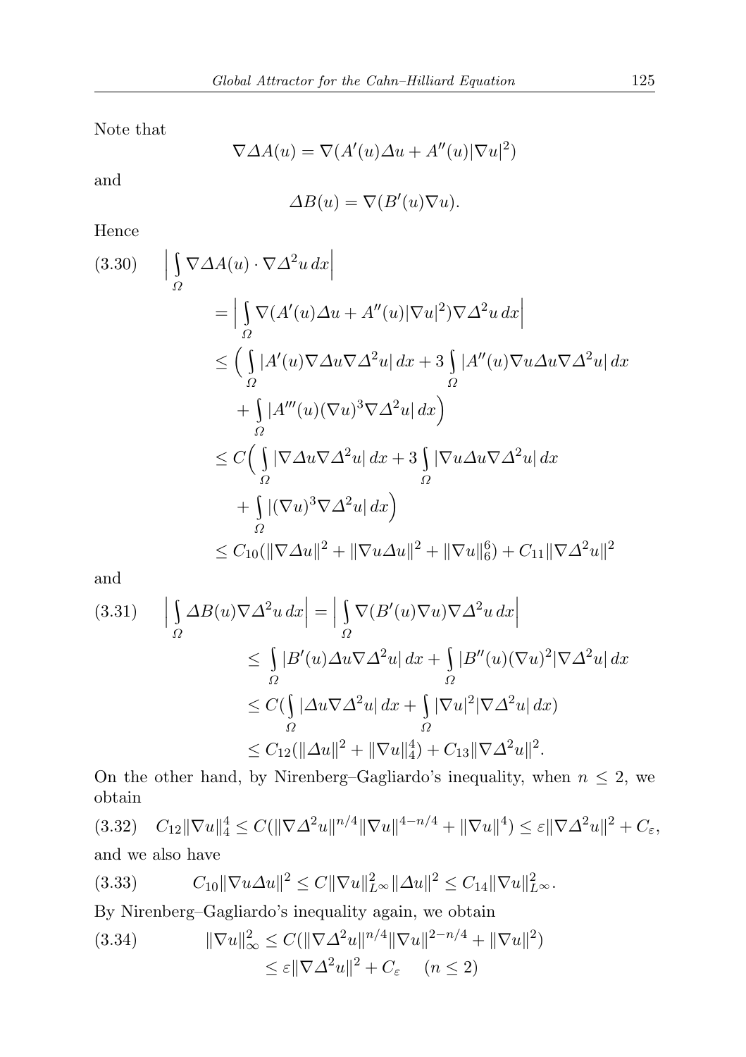Note that

$$\nabla \Delta A(u) = \nabla (A'(u)\Delta u + A''(u)|\nabla u|^2)$$

and

$$\Delta B(u) = \nabla (B'(u)\nabla u).$$

Hence

$$
\begin{aligned}
(3.30)\qquad \Big|\int_\Omega \nabla \Delta A(u)\cdot \nabla \Delta^2 u\,dx\Big|
&= \Big|\int_\Omega \nabla (A'(u)\Delta u + A''(u)|\nabla u|^2)\nabla \Delta^2 u\,dx\Big| \\
&\le \Big(\int_\Omega |A'(u)\nabla \Delta u \nabla \Delta^2 u|\,dx + 3\int_\Omega |A''(u)\nabla u \Delta u \nabla \Delta^2 u|\,dx \\
&\quad + \int_\Omega |A'''(u)(\nabla u)^3 \nabla \Delta^2 u|\,dx\Big) \\
&\le C\Big(\int_\Omega |\nabla \Delta u \nabla \Delta^2 u|\,dx + 3\int_\Omega |\nabla u \Delta u \nabla \Delta^2 u|\,dx \\
&\quad + \int_\Omega |(\nabla u)^3 \nabla \Delta^2 u|\,dx\Big) \\
&\le C_{10}(\|\nabla \Delta u\|^2 + \|\nabla u \Delta u\|^2 + \|\nabla u\|_6^6) + C_{11}\|\nabla \Delta^2 u\|^2
\end{aligned}
$$

and

$$
\begin{aligned}
(3.31)\qquad \Big|\int_\Omega \Delta B(u)\nabla \Delta^2 u\,dx\Big| &= \Big|\int_\Omega \nabla (B'(u)\nabla u)\nabla \Delta^2 u\,dx\Big| \\
&\le \int_\Omega |B'(u)\Delta u \nabla \Delta^2 u|\,dx + \int_\Omega |B''(u)(\nabla u)^2|\nabla \Delta^2 u|\,dx \\
&\le C\Big(\int_\Omega |\Delta u \nabla \Delta^2 u|\,dx + \int_\Omega |\nabla u|^2|\nabla \Delta^2 u|\,dx\Big) \\
&\le C_{12}(\|\Delta u\|^2 + \|\nabla u\|_4^4) + C_{13}\|\nabla \Delta^2 u\|^2.
\end{aligned}
$$

On the other hand, by Nirenberg–Gagliardo's inequality, when $n \le 2$, we obtain

$$(3.32)\quad C_{12}\|\nabla u\|_4^4 \le C(\|\nabla \Delta^2 u\|^{n/4}\|\nabla u\|^{4-n/4} + \|\nabla u\|^4) \le \varepsilon \|\nabla \Delta^2 u\|^2 + C_\varepsilon,$$

and we also have

$$(3.33)\qquad C_{10}\|\nabla u \Delta u\|^2 \le C\|\nabla u\|_{L^\infty}^2 \|\Delta u\|^2 \le C_{14}\|\nabla u\|_{L^\infty}^2.$$

By Nirenberg–Gagliardo's inequality again, we obtain

$$
\begin{aligned}
(3.34)\qquad \|\nabla u\|_\infty^2 &\le C(\|\nabla \Delta^2 u\|^{n/4}\|\nabla u\|^{2-n/4} + \|\nabla u\|^2) \\
&\le \varepsilon \|\nabla \Delta^2 u\|^2 + C_\varepsilon \qquad (n \le 2)
\end{aligned}
$$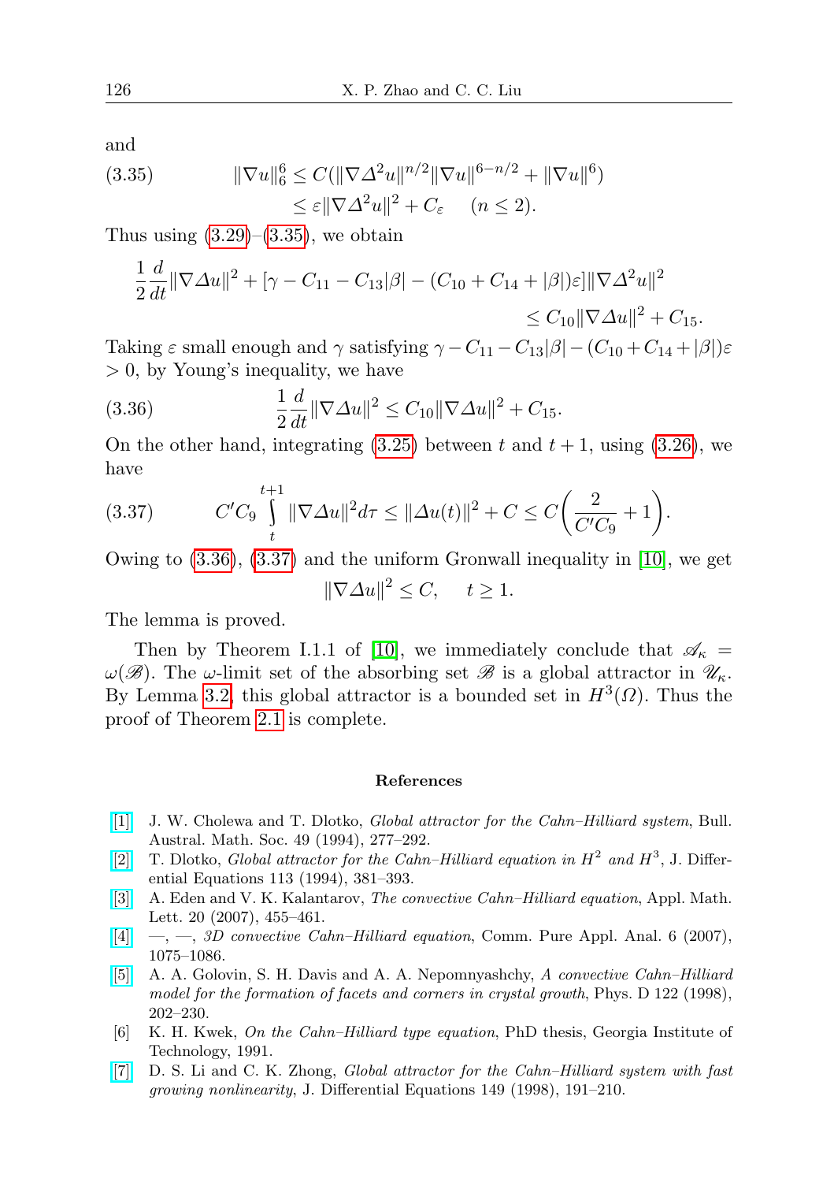and

$$
\begin{aligned}
\|\nabla u\|_6^6 &\le C(\|\nabla \Delta^2 u\|^{n/2}\|\nabla u\|^{6-n/2} + \|\nabla u\|^6) \\
&\le \varepsilon \|\nabla \Delta^2 u\|^2 + C_\varepsilon \quad (n \le 2).
\end{aligned} \tag{3.35}
$$

Thus using (3.29)–(3.35), we obtain

$$
\frac{1}{2}\frac{d}{dt}\|\nabla \Delta u\|^2 + [\gamma - C_{11} - C_{13}|\beta| - (C_{10} + C_{14} + |\beta|)\varepsilon]\|\nabla \Delta^2 u\|^2 \le C_{10}\|\nabla \Delta u\|^2 + C_{15}.
$$

Taking $\varepsilon$ small enough and $\gamma$ satisfying $\gamma - C_{11} - C_{13}|\beta| - (C_{10} + C_{14} + |\beta|)\varepsilon > 0$, by Young's inequality, we have

$$
\frac{1}{2}\frac{d}{dt}\|\nabla \Delta u\|^2 \le C_{10}\|\nabla \Delta u\|^2 + C_{15}. \tag{3.36}
$$

On the other hand, integrating (3.25) between $t$ and $t+1$, using (3.26), we have

$$
C' C_9 \int_t^{t+1} \|\nabla \Delta u\|^2 d\tau \le \|\Delta u(t)\|^2 + C \le C\left(\frac{2}{C' C_9} + 1\right). \tag{3.37}
$$

Owing to (3.36), (3.37) and the uniform Gronwall inequality in [10], we get

$$
\|\nabla \Delta u\|^2 \le C, \quad t \ge 1.
$$

The lemma is proved.

Then by Theorem I.1.1 of [10], we immediately conclude that $\mathscr{A}_\kappa = \omega(\mathscr{B})$. The $\omega$-limit set of the absorbing set $\mathscr{B}$ is a global attractor in $\mathscr{U}_\kappa$. By Lemma 3.2, this global attractor is a bounded set in $H^3(\Omega)$. Thus the proof of Theorem 2.1 is complete.

## References

[1] J. W. Cholewa and T. Dlotko, *Global attractor for the Cahn–Hilliard system*, Bull. Austral. Math. Soc. 49 (1994), 277–292.

[2] T. Dlotko, *Global attractor for the Cahn–Hilliard equation in $H^2$ and $H^3$*, J. Differential Equations 113 (1994), 381–393.

[3] A. Eden and V. K. Kalantarov, *The convective Cahn–Hilliard equation*, Appl. Math. Lett. 20 (2007), 455–461.

[4] —, —, *3D convective Cahn–Hilliard equation*, Comm. Pure Appl. Anal. 6 (2007), 1075–1086.

[5] A. A. Golovin, S. H. Davis and A. A. Nepomnyashchy, *A convective Cahn–Hilliard model for the formation of facets and corners in crystal growth*, Phys. D 122 (1998), 202–230.

[6] K. H. Kwek, *On the Cahn–Hilliard type equation*, PhD thesis, Georgia Institute of Technology, 1991.

[7] D. S. Li and C. K. Zhong, *Global attractor for the Cahn–Hilliard system with fast growing nonlinearity*, J. Differential Equations 149 (1998), 191–210.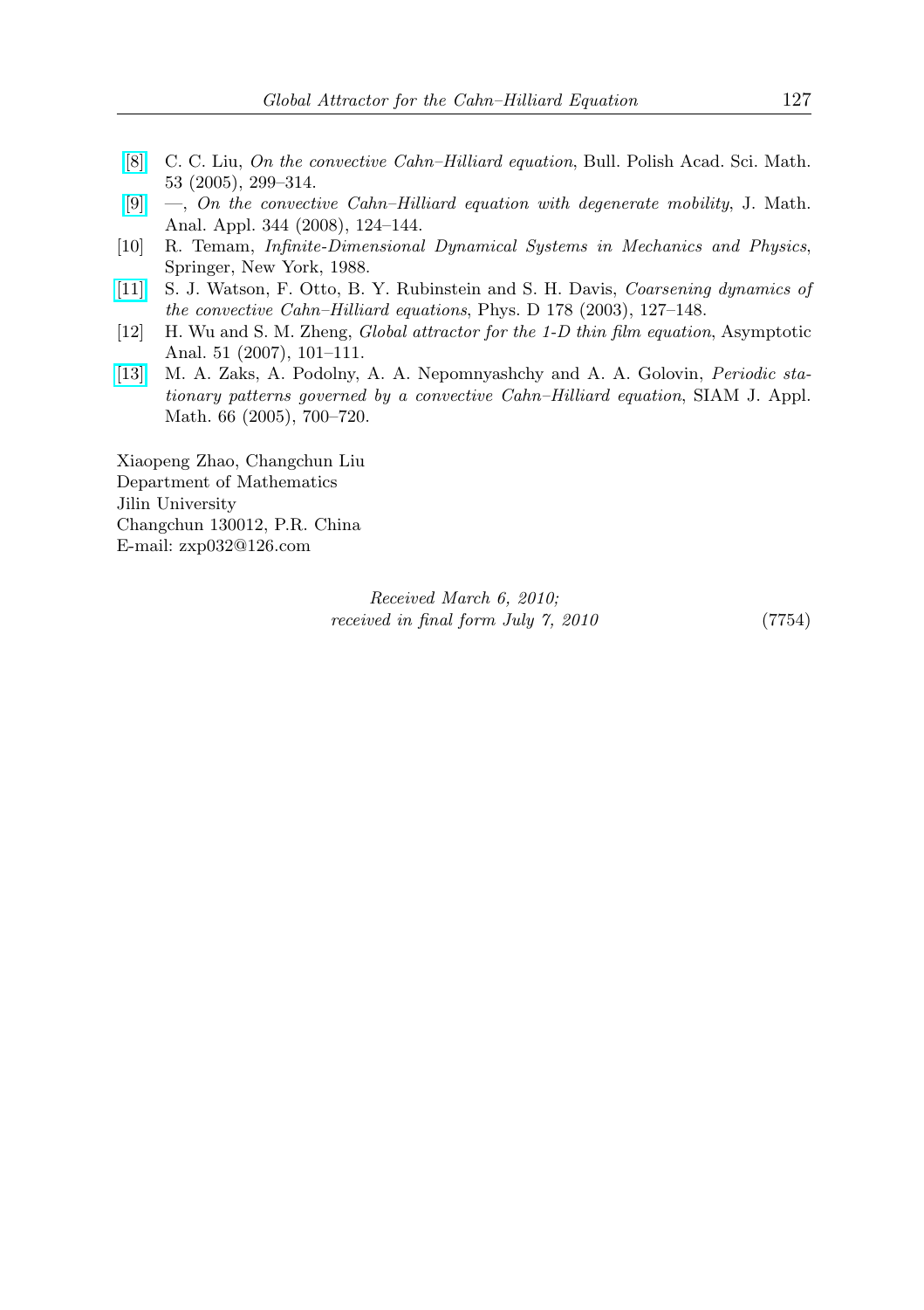[8] C. C. Liu, *On the convective Cahn–Hilliard equation*, Bull. Polish Acad. Sci. Math. 53 (2005), 299–314.

[9] —, *On the convective Cahn–Hilliard equation with degenerate mobility*, J. Math. Anal. Appl. 344 (2008), 124–144.

[10] R. Temam, *Infinite-Dimensional Dynamical Systems in Mechanics and Physics*, Springer, New York, 1988.

[11] S. J. Watson, F. Otto, B. Y. Rubinstein and S. H. Davis, *Coarsening dynamics of the convective Cahn–Hilliard equations*, Phys. D 178 (2003), 127–148.

[12] H. Wu and S. M. Zheng, *Global attractor for the 1-D thin film equation*, Asymptotic Anal. 51 (2007), 101–111.

[13] M. A. Zaks, A. Podolny, A. A. Nepomnyashchy and A. A. Golovin, *Periodic stationary patterns governed by a convective Cahn–Hilliard equation*, SIAM J. Appl. Math. 66 (2005), 700–720.

Xiaopeng Zhao, Changchun Liu
Department of Mathematics
Jilin University
Changchun 130012, P.R. China
E-mail: zxp032@126.com

*Received March 6, 2010;*
*received in final form July 7, 2010* (7754)